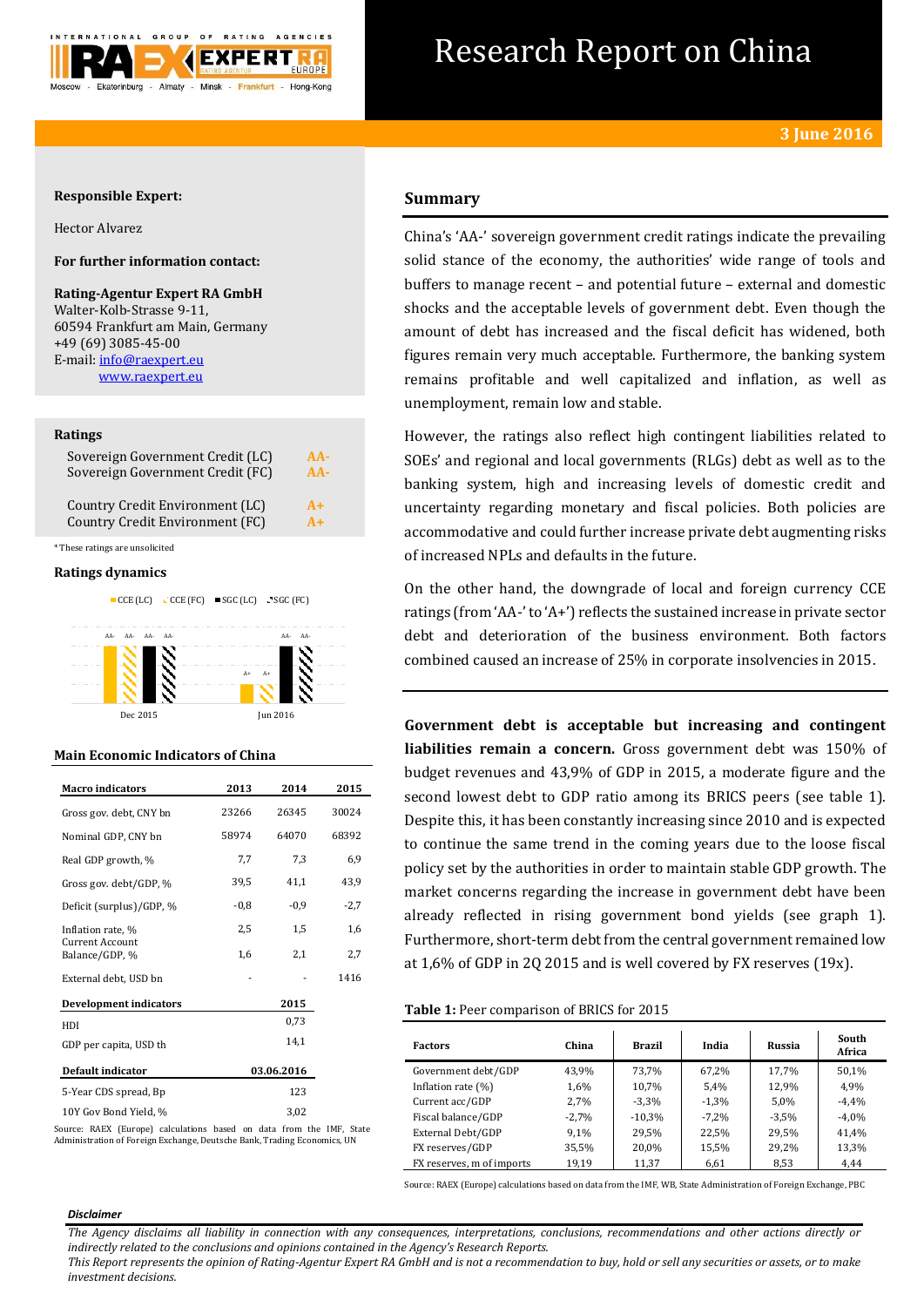# Research Report on China

**3 June 2016**

**Responsible Expert:**

Hector Alvarez

**For further information contact:**

**Rating-Agentur Expert RA GmbH**
Walter-Kolb-Strasse 9-11,
60594 Frankfurt am Main, Germany
+49 (69) 3085-45-00
E-mail: info@raexpert.eu
www.raexpert.eu

### Ratings

| | |
|---|---|
| Sovereign Government Credit (LC) | AA- |
| Sovereign Government Credit (FC) | AA- |
| Country Credit Environment (LC) | A+ |
| Country Credit Environment (FC) | A+ |

*These ratings are unsolicited

### Ratings dynamics

CCE (LC) CCE (FC) SGC (LC) SGC (FC)

Dec 2015: AA- AA- AA- AA-
Jun 2016: A+ A+ AA- AA-

### Main Economic Indicators of China

| Macro indicators | 2013 | 2014 | 2015 |
|---|---|---|---|
| Gross gov. debt, CNY bn | 23266 | 26345 | 30024 |
| Nominal GDP, CNY bn | 58974 | 64070 | 68392 |
| Real GDP growth, % | 7,7 | 7,3 | 6,9 |
| Gross gov. debt/GDP, % | 39,5 | 41,1 | 43,9 |
| Deficit (surplus)/GDP, % | -0,8 | -0,9 | -2,7 |
| Inflation rate, % | 2,5 | 1,5 | 1,6 |
| Current Account Balance/GDP, % | 1,6 | 2,1 | 2,7 |
| External debt, USD bn | - | - | 1416 |
| **Development indicators** | | | **2015** |
| HDI | | | 0,73 |
| GDP per capita, USD th | | | 14,1 |
| **Default indicator** | | | **03.06.2016** |
| 5-Year CDS spread, Bp | | | 123 |
| 10Y Gov Bond Yield, % | | | 3,02 |

Source: RAEX (Europe) calculations based on data from the IMF, State Administration of Foreign Exchange, Deutsche Bank, Trading Economics, UN

## Summary

China's 'AA-' sovereign government credit ratings indicate the prevailing solid stance of the economy, the authorities' wide range of tools and buffers to manage recent – and potential future – external and domestic shocks and the acceptable levels of government debt. Even though the amount of debt has increased and the fiscal deficit has widened, both figures remain very much acceptable. Furthermore, the banking system remains profitable and well capitalized and inflation, as well as unemployment, remain low and stable.

However, the ratings also reflect high contingent liabilities related to SOEs' and regional and local governments (RLGs) debt as well as to the banking system, high and increasing levels of domestic credit and uncertainty regarding monetary and fiscal policies. Both policies are accommodative and could further increase private debt augmenting risks of increased NPLs and defaults in the future.

On the other hand, the downgrade of local and foreign currency CCE ratings (from 'AA-' to 'A+') reflects the sustained increase in private sector debt and deterioration of the business environment. Both factors combined caused an increase of 25% in corporate insolvencies in 2015.

**Government debt is acceptable but increasing and contingent liabilities remain a concern.** Gross government debt was 150% of budget revenues and 43,9% of GDP in 2015, a moderate figure and the second lowest debt to GDP ratio among its BRICS peers (see table 1). Despite this, it has been constantly increasing since 2010 and is expected to continue the same trend in the coming years due to the loose fiscal policy set by the authorities in order to maintain stable GDP growth. The market concerns regarding the increase in government debt have been already reflected in rising government bond yields (see graph 1). Furthermore, short-term debt from the central government remained low at 1,6% of GDP in 2Q 2015 and is well covered by FX reserves (19x).

**Table 1:** Peer comparison of BRICS for 2015

| Factors | China | Brazil | India | Russia | South Africa |
|---|---|---|---|---|---|
| Government debt/GDP | 43,9% | 73,7% | 67,2% | 17,7% | 50,1% |
| Inflation rate (%) | 1,6% | 10,7% | 5,4% | 12,9% | 4,9% |
| Current acc/GDP | 2,7% | -3,3% | -1,3% | 5,0% | -4,4% |
| Fiscal balance/GDP | -2,7% | -10,3% | -7,2% | -3,5% | -4,0% |
| External Debt/GDP | 9,1% | 29,5% | 22,5% | 29,5% | 41,4% |
| FX reserves/GDP | 35,5% | 20,0% | 15,5% | 29,2% | 13,3% |
| FX reserves, m of imports | 19,19 | 11,37 | 6,61 | 8,53 | 4,44 |

Source: RAEX (Europe) calculations based on data from the IMF, WB, State Administration of Foreign Exchange, PBC

***Disclaimer***

*The Agency disclaims all liability in connection with any consequences, interpretations, conclusions, recommendations and other actions directly or indirectly related to the conclusions and opinions contained in the Agency's Research Reports.*
*This Report represents the opinion of Rating-Agentur Expert RA GmbH and is not a recommendation to buy, hold or sell any securities or assets, or to make investment decisions.*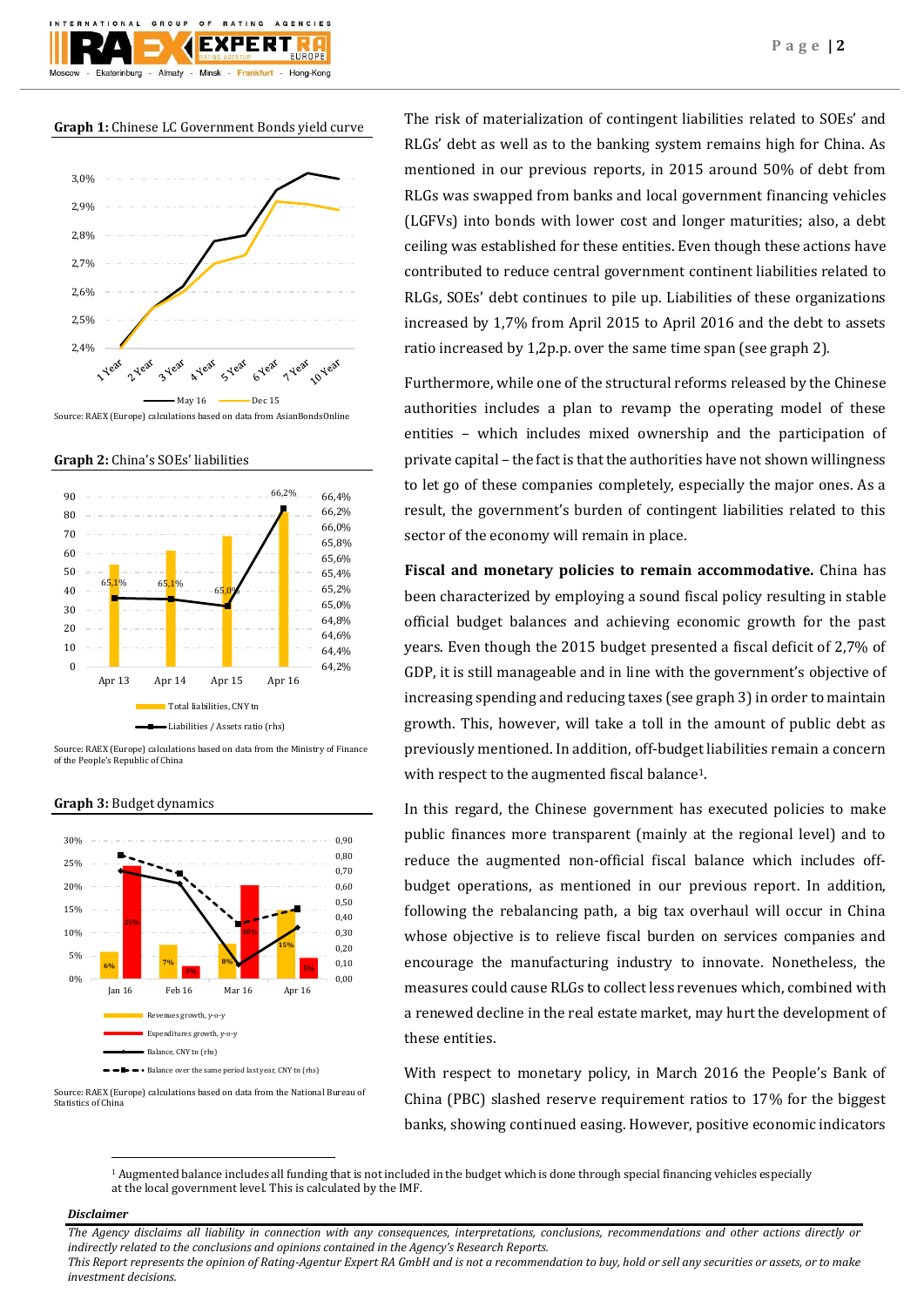**Graph 1:** Chinese LC Government Bonds yield curve

Source: RAEX (Europe) calculations based on data from AsianBondsOnline

**Graph 2:** China's SOEs' liabilities

Source: RAEX (Europe) calculations based on data from the Ministry of Finance of the People's Republic of China

**Graph 3:** Budget dynamics

Source: RAEX (Europe) calculations based on data from the National Bureau of Statistics of China

The risk of materialization of contingent liabilities related to SOEs' and RLGs' debt as well as to the banking system remains high for China. As mentioned in our previous reports, in 2015 around 50% of debt from RLGs was swapped from banks and local government financing vehicles (LGFVs) into bonds with lower cost and longer maturities; also, a debt ceiling was established for these entities. Even though these actions have contributed to reduce central government continent liabilities related to RLGs, SOEs' debt continues to pile up. Liabilities of these organizations increased by 1,7% from April 2015 to April 2016 and the debt to assets ratio increased by 1,2p.p. over the same time span (see graph 2).

Furthermore, while one of the structural reforms released by the Chinese authorities includes a plan to revamp the operating model of these entities – which includes mixed ownership and the participation of private capital – the fact is that the authorities have not shown willingness to let go of these companies completely, especially the major ones. As a result, the government's burden of contingent liabilities related to this sector of the economy will remain in place.

**Fiscal and monetary policies to remain accommodative.** China has been characterized by employing a sound fiscal policy resulting in stable official budget balances and achieving economic growth for the past years. Even though the 2015 budget presented a fiscal deficit of 2,7% of GDP, it is still manageable and in line with the government's objective of increasing spending and reducing taxes (see graph 3) in order to maintain growth. This, however, will take a toll in the amount of public debt as previously mentioned. In addition, off-budget liabilities remain a concern with respect to the augmented fiscal balance[1].

In this regard, the Chinese government has executed policies to make public finances more transparent (mainly at the regional level) and to reduce the augmented non-official fiscal balance which includes off-budget operations, as mentioned in our previous report. In addition, following the rebalancing path, a big tax overhaul will occur in China whose objective is to relieve fiscal burden on services companies and encourage the manufacturing industry to innovate. Nonetheless, the measures could cause RLGs to collect less revenues which, combined with a renewed decline in the real estate market, may hurt the development of these entities.

With respect to monetary policy, in March 2016 the People's Bank of China (PBC) slashed reserve requirement ratios to 17% for the biggest banks, showing continued easing. However, positive economic indicators

[1] Augmented balance includes all funding that is not included in the budget which is done through special financing vehicles especially at the local government level. This is calculated by the IMF.

***Disclaimer***

*The Agency disclaims all liability in connection with any consequences, interpretations, conclusions, recommendations and other actions directly or indirectly related to the conclusions and opinions contained in the Agency's Research Reports.*
*This Report represents the opinion of Rating-Agentur Expert RA GmbH and is not a recommendation to buy, hold or sell any securities or assets, or to make investment decisions.*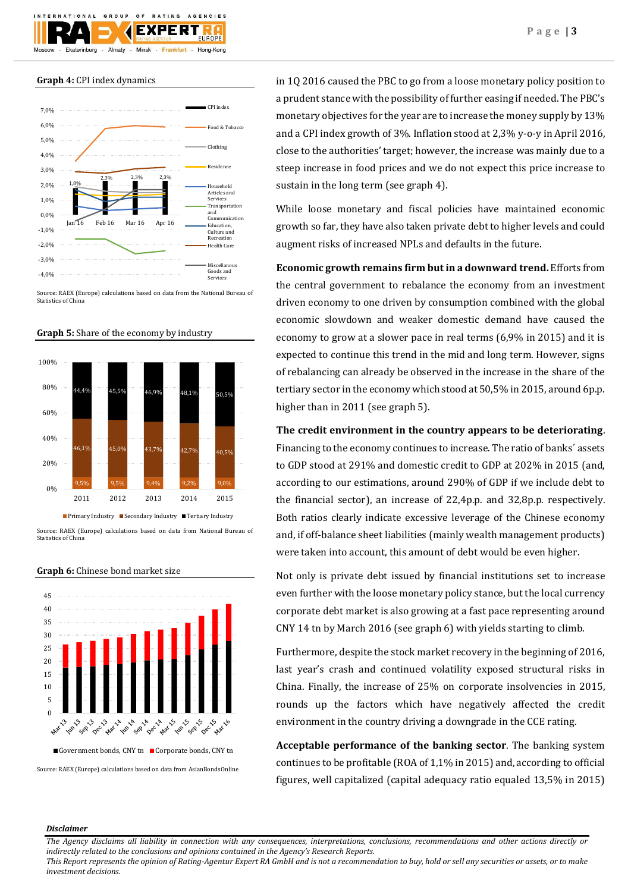**Graph 4:** CPI index dynamics

Source: RAEX (Europe) calculations based on data from the National Bureau of Statistics of China

**Graph 5:** Share of the economy by industry

Source: RAEX (Europe) calculations based on data from National Bureau of Statistics of China

**Graph 6:** Chinese bond market size

Source: RAEX (Europe) calculations based on data from AsianBondsOnline

in 1Q 2016 caused the PBC to go from a loose monetary policy position to a prudent stance with the possibility of further easing if needed. The PBC's monetary objectives for the year are to increase the money supply by 13% and a CPI index growth of 3%. Inflation stood at 2,3% y-o-y in April 2016, close to the authorities' target; however, the increase was mainly due to a steep increase in food prices and we do not expect this price increase to sustain in the long term (see graph 4).

While loose monetary and fiscal policies have maintained economic growth so far, they have also taken private debt to higher levels and could augment risks of increased NPLs and defaults in the future.

**Economic growth remains firm but in a downward trend.** Efforts from the central government to rebalance the economy from an investment driven economy to one driven by consumption combined with the global economic slowdown and weaker domestic demand have caused the economy to grow at a slower pace in real terms (6,9% in 2015) and it is expected to continue this trend in the mid and long term. However, signs of rebalancing can already be observed in the increase in the share of the tertiary sector in the economy which stood at 50,5% in 2015, around 6p.p. higher than in 2011 (see graph 5).

**The credit environment in the country appears to be deteriorating**. Financing to the economy continues to increase. The ratio of banks´ assets to GDP stood at 291% and domestic credit to GDP at 202% in 2015 (and, according to our estimations, around 290% of GDP if we include debt to the financial sector), an increase of 22,4p.p. and 32,8p.p. respectively. Both ratios clearly indicate excessive leverage of the Chinese economy and, if off-balance sheet liabilities (mainly wealth management products) were taken into account, this amount of debt would be even higher.

Not only is private debt issued by financial institutions set to increase even further with the loose monetary policy stance, but the local currency corporate debt market is also growing at a fast pace representing around CNY 14 tn by March 2016 (see graph 6) with yields starting to climb.

Furthermore, despite the stock market recovery in the beginning of 2016, last year's crash and continued volatility exposed structural risks in China. Finally, the increase of 25% on corporate insolvencies in 2015, rounds up the factors which have negatively affected the credit environment in the country driving a downgrade in the CCE rating.

**Acceptable performance of the banking sector**. The banking system continues to be profitable (ROA of 1,1% in 2015) and, according to official figures, well capitalized (capital adequacy ratio equaled 13,5% in 2015)

***Disclaimer***

*The Agency disclaims all liability in connection with any consequences, interpretations, conclusions, recommendations and other actions directly or indirectly related to the conclusions and opinions contained in the Agency's Research Reports.*
*This Report represents the opinion of Rating-Agentur Expert RA GmbH and is not a recommendation to buy, hold or sell any securities or assets, or to make investment decisions.*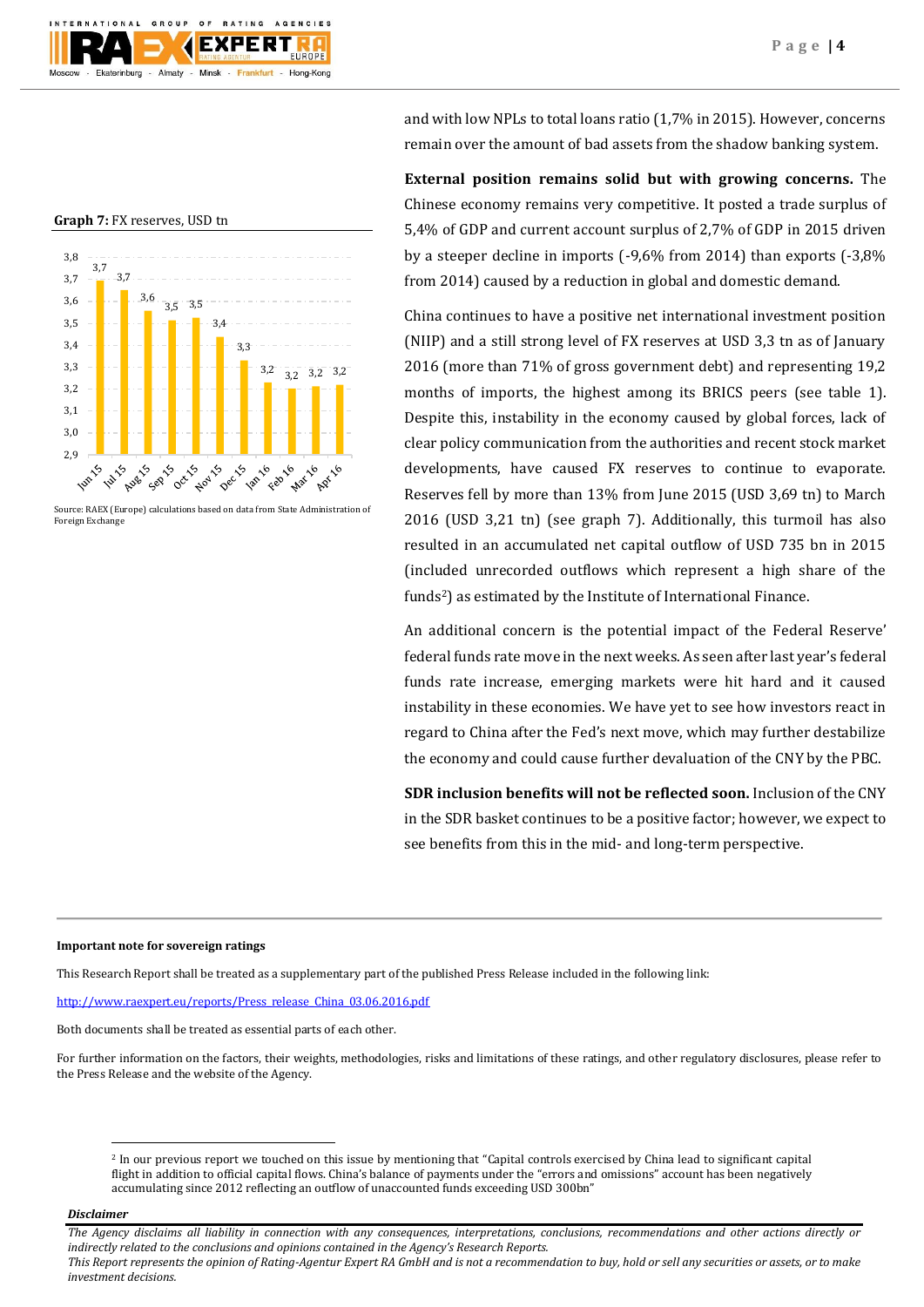**Graph 7:** FX reserves, USD tn

3,8
3,7
3,6
3,5
3,4
3,3
3,2
3,1
3,0
2,9

3,7 3,7 3,6 3,5 3,5 3,4 3,3 3,2 3,2 3,2 3,2

Jun 15 Jul 15 Aug 15 Sep 15 Oct 15 Nov 15 Dec 15 Jan 16 Feb 16 Mar 16 Apr 16

Source: RAEX (Europe) calculations based on data from State Administration of Foreign Exchange

and with low NPLs to total loans ratio (1,7% in 2015). However, concerns remain over the amount of bad assets from the shadow banking system.

**External position remains solid but with growing concerns.** The Chinese economy remains very competitive. It posted a trade surplus of 5,4% of GDP and current account surplus of 2,7% of GDP in 2015 driven by a steeper decline in imports (-9,6% from 2014) than exports (-3,8% from 2014) caused by a reduction in global and domestic demand.

China continues to have a positive net international investment position (NIIP) and a still strong level of FX reserves at USD 3,3 tn as of January 2016 (more than 71% of gross government debt) and representing 19,2 months of imports, the highest among its BRICS peers (see table 1). Despite this, instability in the economy caused by global forces, lack of clear policy communication from the authorities and recent stock market developments, have caused FX reserves to continue to evaporate. Reserves fell by more than 13% from June 2015 (USD 3,69 tn) to March 2016 (USD 3,21 tn) (see graph 7). Additionally, this turmoil has also resulted in an accumulated net capital outflow of USD 735 bn in 2015 (included unrecorded outflows which represent a high share of the funds[2]) as estimated by the Institute of International Finance.

An additional concern is the potential impact of the Federal Reserve' federal funds rate move in the next weeks. As seen after last year's federal funds rate increase, emerging markets were hit hard and it caused instability in these economies. We have yet to see how investors react in regard to China after the Fed's next move, which may further destabilize the economy and could cause further devaluation of the CNY by the PBC.

**SDR inclusion benefits will not be reflected soon.** Inclusion of the CNY in the SDR basket continues to be a positive factor; however, we expect to see benefits from this in the mid- and long-term perspective.

---

**Important note for sovereign ratings**

This Research Report shall be treated as a supplementary part of the published Press Release included in the following link:

http://www.raexpert.eu/reports/Press_release_China_03.06.2016.pdf

Both documents shall be treated as essential parts of each other.

For further information on the factors, their weights, methodologies, risks and limitations of these ratings, and other regulatory disclosures, please refer to the Press Release and the website of the Agency.

[2] In our previous report we touched on this issue by mentioning that "Capital controls exercised by China lead to significant capital flight in addition to official capital flows. China's balance of payments under the "errors and omissions" account has been negatively accumulating since 2012 reflecting an outflow of unaccounted funds exceeding USD 300bn"

***Disclaimer***

*The Agency disclaims all liability in connection with any consequences, interpretations, conclusions, recommendations and other actions directly or indirectly related to the conclusions and opinions contained in the Agency's Research Reports.*

*This Report represents the opinion of Rating-Agentur Expert RA GmbH and is not a recommendation to buy, hold or sell any securities or assets, or to make investment decisions.*